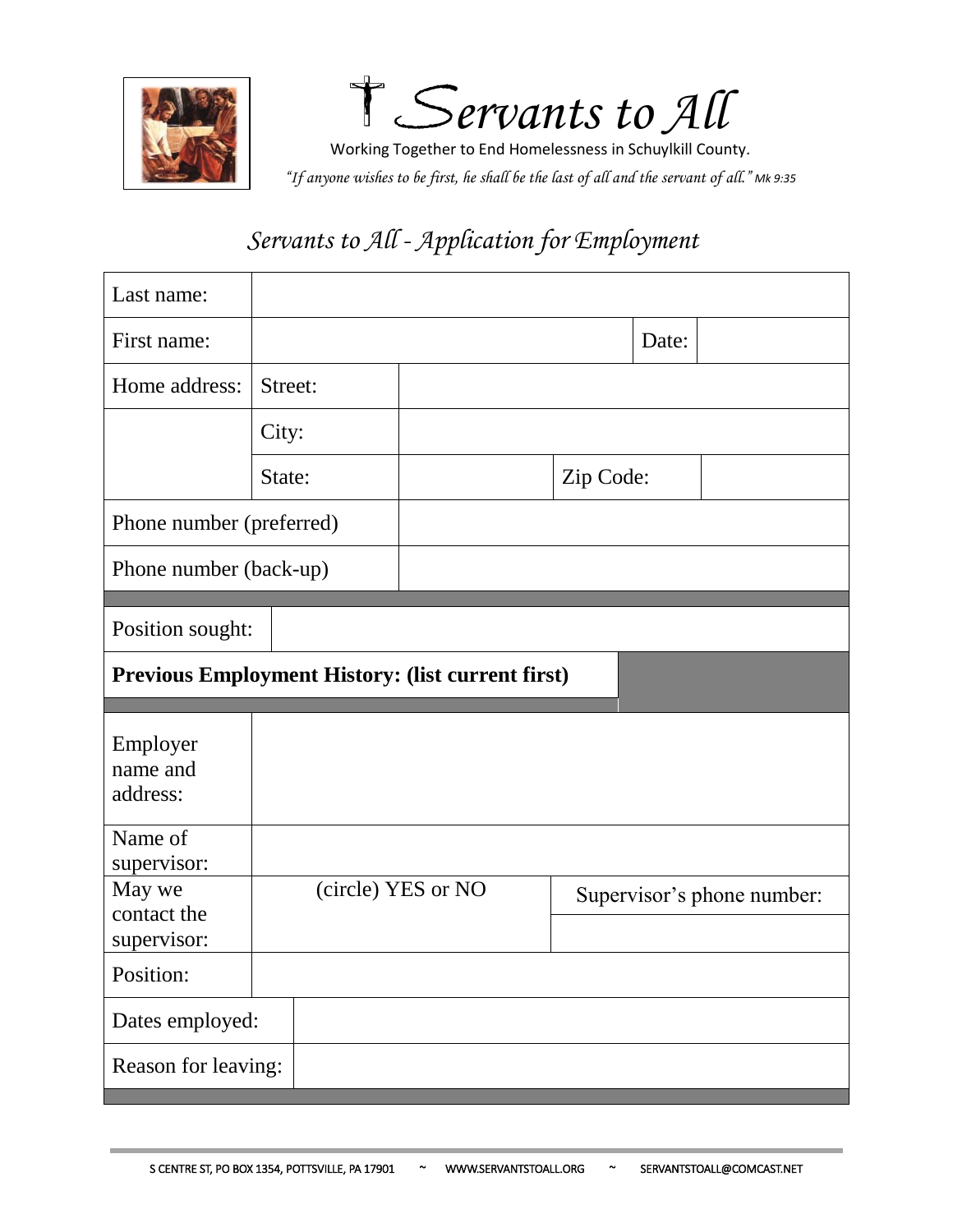# ✝ Servants to All

Working Together to End Homelessness in Schuylkill County.

*"If anyone wishes to be first, he shall be the last of all and the servant of all." Mk 9:35*

## *Servants to All - Application for Employment*

| Last name: | | | | |
|---|---|---|---|---|
| First name: | | | Date: | |
| Home address: | Street: | | | |
| | City: | | | |
| | State: | | Zip Code: | |
| Phone number (preferred) | | | | |
| Phone number (back-up) | | | | |

| Position sought: | |
|---|---|
| **Previous Employment History: (list current first)** | |

| Employer name and address: | | |
|---|---|---|
| Name of supervisor: | | |
| May we contact the supervisor: | (circle) YES or NO | Supervisor's phone number: |
| Position: | | |
| Dates employed: | | |
| Reason for leaving: | | |

S CENTRE ST, PO BOX 1354, POTTSVILLE, PA 17901 ~ WWW.SERVANTSTOALL.ORG ~ SERVANTSTOALL@COMCAST.NET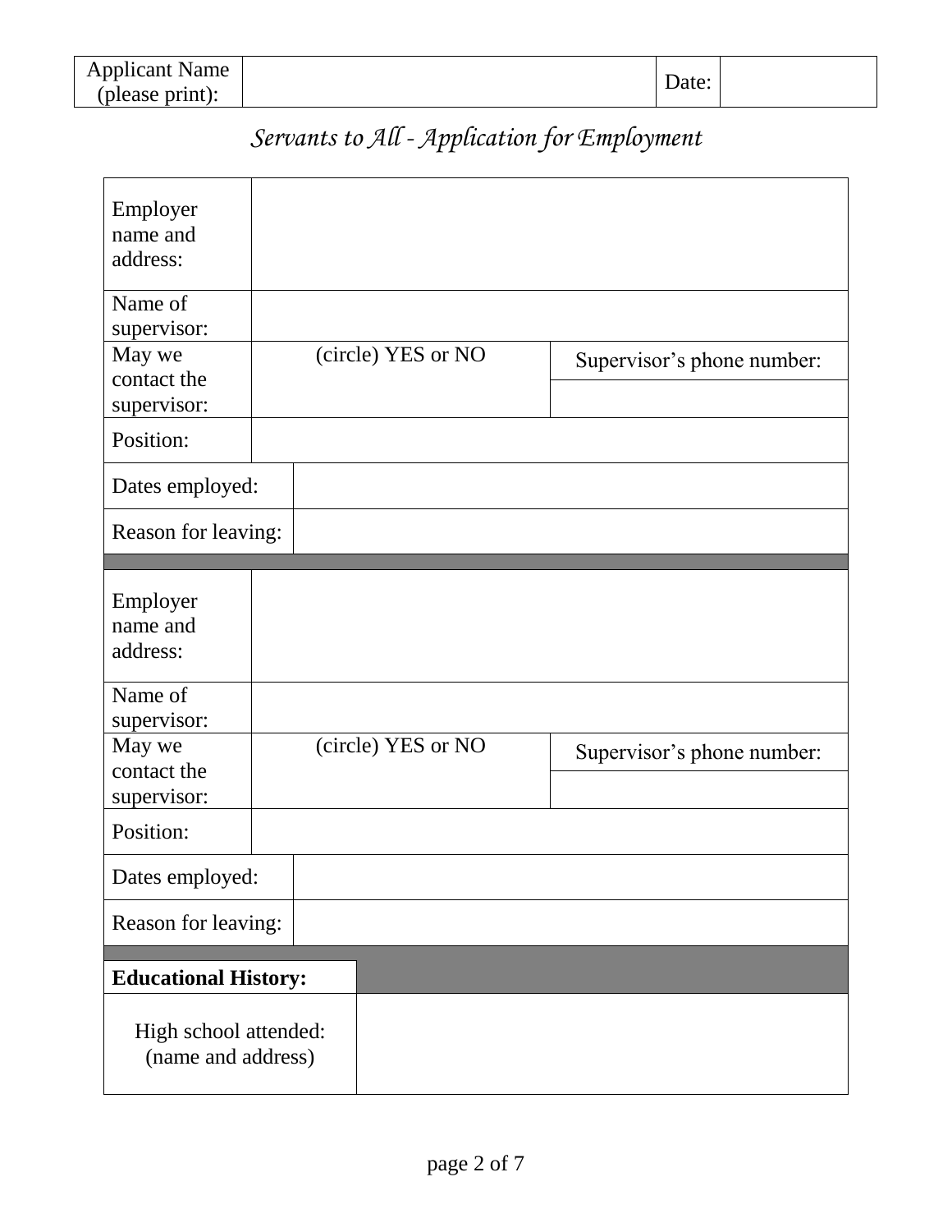| Applicant Name (please print): | | Date: | |
|---|---|---|---|

## *Servants to All - Application for Employment*

| | | |
|---|---|---|
| Employer name and address: | | |
| Name of supervisor: | | |
| May we contact the supervisor: | (circle) YES or NO | Supervisor's phone number: |
| | | |
| Position: | | |
| Dates employed: | | |
| Reason for leaving: | | |

| | | |
|---|---|---|
| Employer name and address: | | |
| Name of supervisor: | | |
| May we contact the supervisor: | (circle) YES or NO | Supervisor's phone number: |
| | | |
| Position: | | |
| Dates employed: | | |
| Reason for leaving: | | |

| **Educational History:** | |
|---|---|
| High school attended: (name and address) | |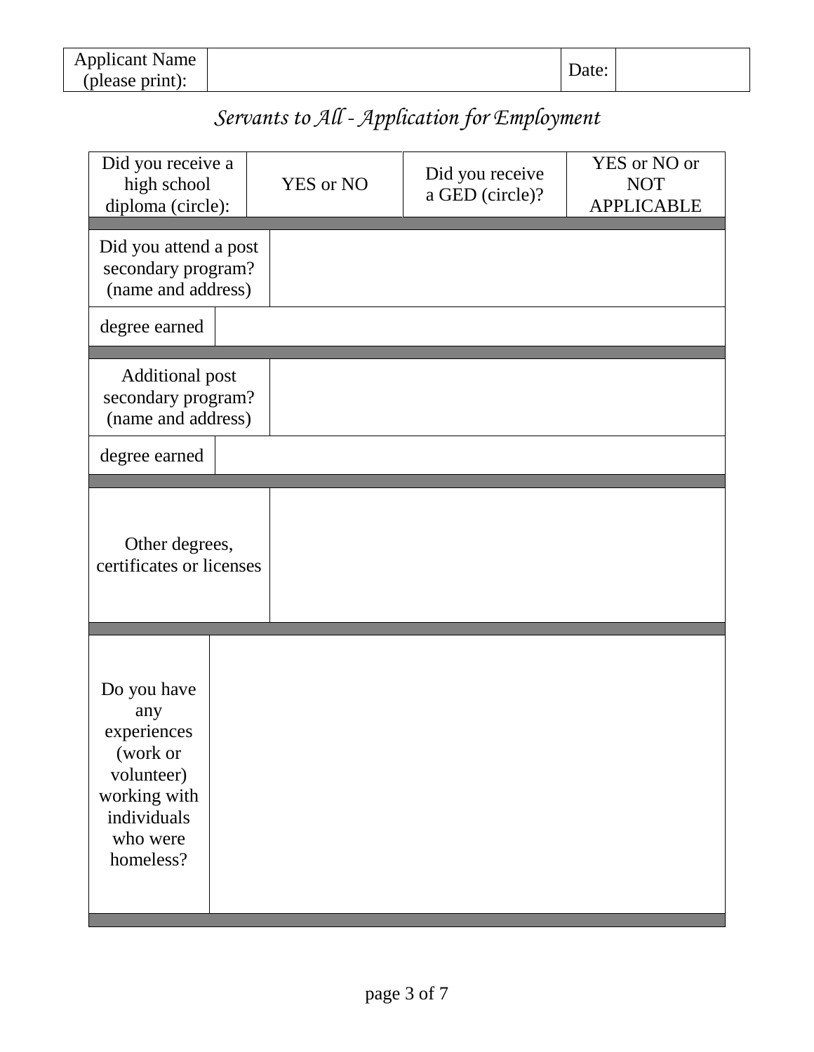| Applicant Name (please print): | | Date: | |
|---|---|---|---|

## *Servants to All - Application for Employment*

| Did you receive a high school diploma (circle): | YES or NO | Did you receive a GED (circle)? | YES or NO or NOT APPLICABLE |
|---|---|---|---|

| Did you attend a post secondary program? (name and address) | |
|---|---|
| degree earned | |

| Additional post secondary program? (name and address) | |
|---|---|
| degree earned | |

| Other degrees, certificates or licenses | |
|---|---|

| Do you have any experiences (work or volunteer) working with individuals who were homeless? | |
|---|---|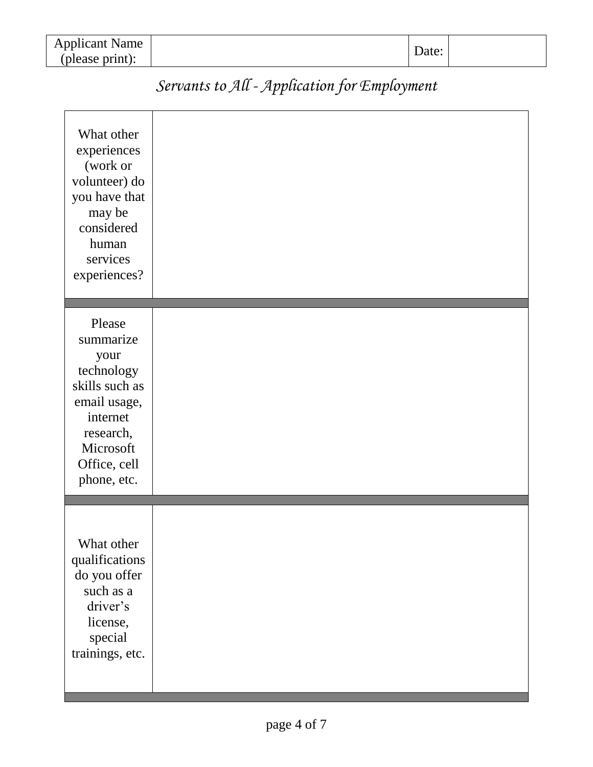| Applicant Name (please print): | | Date: | |
|---|---|---|---|

# *Servants to All - Application for Employment*

| | |
|---|---|
| What other experiences (work or volunteer) do you have that may be considered human services experiences? | |
| Please summarize your technology skills such as email usage, internet research, Microsoft Office, cell phone, etc. | |
| What other qualifications do you offer such as a driver's license, special trainings, etc. | |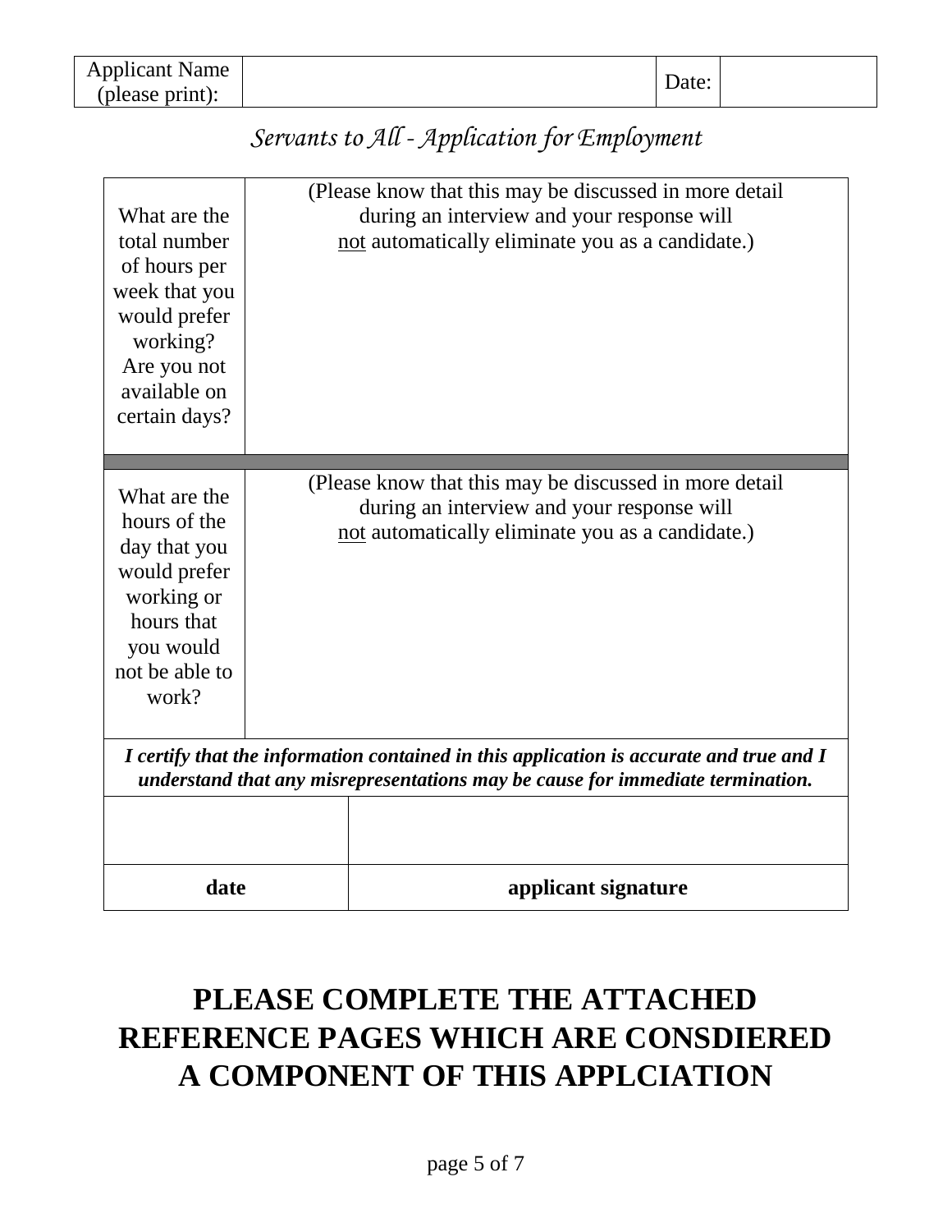| Applicant Name (please print): | | Date: | |
|---|---|---|---|

## *Servants to All - Application for Employment*

| | |
|---|---|
| What are the total number of hours per week that you would prefer working? Are you not available on certain days? | (Please know that this may be discussed in more detail during an interview and your response will <u>not</u> automatically eliminate you as a candidate.) |
| What are the hours of the day that you would prefer working or hours that you would not be able to work? | (Please know that this may be discussed in more detail during an interview and your response will <u>not</u> automatically eliminate you as a candidate.) |

***I certify that the information contained in this application is accurate and true and I understand that any misrepresentations may be cause for immediate termination.***

| | |
|---|---|
| | |
| **date** | **applicant signature** |

# PLEASE COMPLETE THE ATTACHED REFERENCE PAGES WHICH ARE CONSDIERED A COMPONENT OF THIS APPLCIATION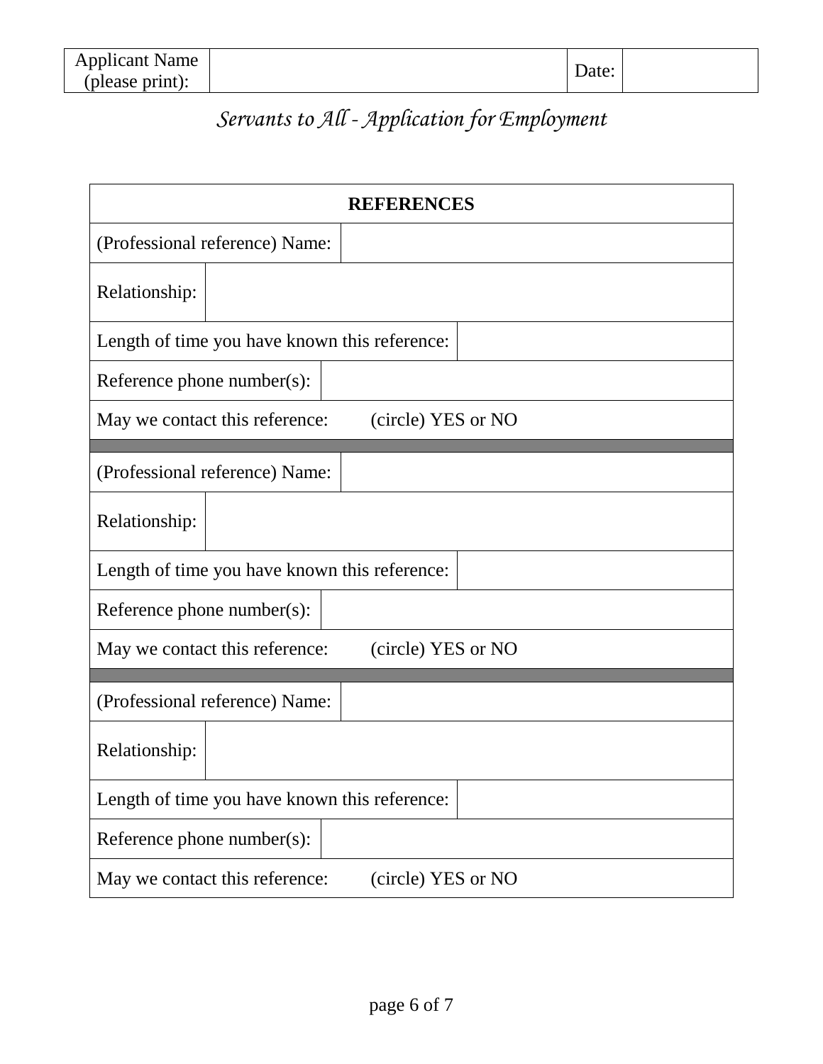| Applicant Name (please print): | | Date: | |
|---|---|---|---|

*Servants to All - Application for Employment*

| REFERENCES | |
|---|---|
| (Professional reference) Name: | |
| Relationship: | |
| Length of time you have known this reference: | |
| Reference phone number(s): | |
| May we contact this reference: (circle) YES or NO | |
| | |
| (Professional reference) Name: | |
| Relationship: | |
| Length of time you have known this reference: | |
| Reference phone number(s): | |
| May we contact this reference: (circle) YES or NO | |
| | |
| (Professional reference) Name: | |
| Relationship: | |
| Length of time you have known this reference: | |
| Reference phone number(s): | |
| May we contact this reference: (circle) YES or NO | |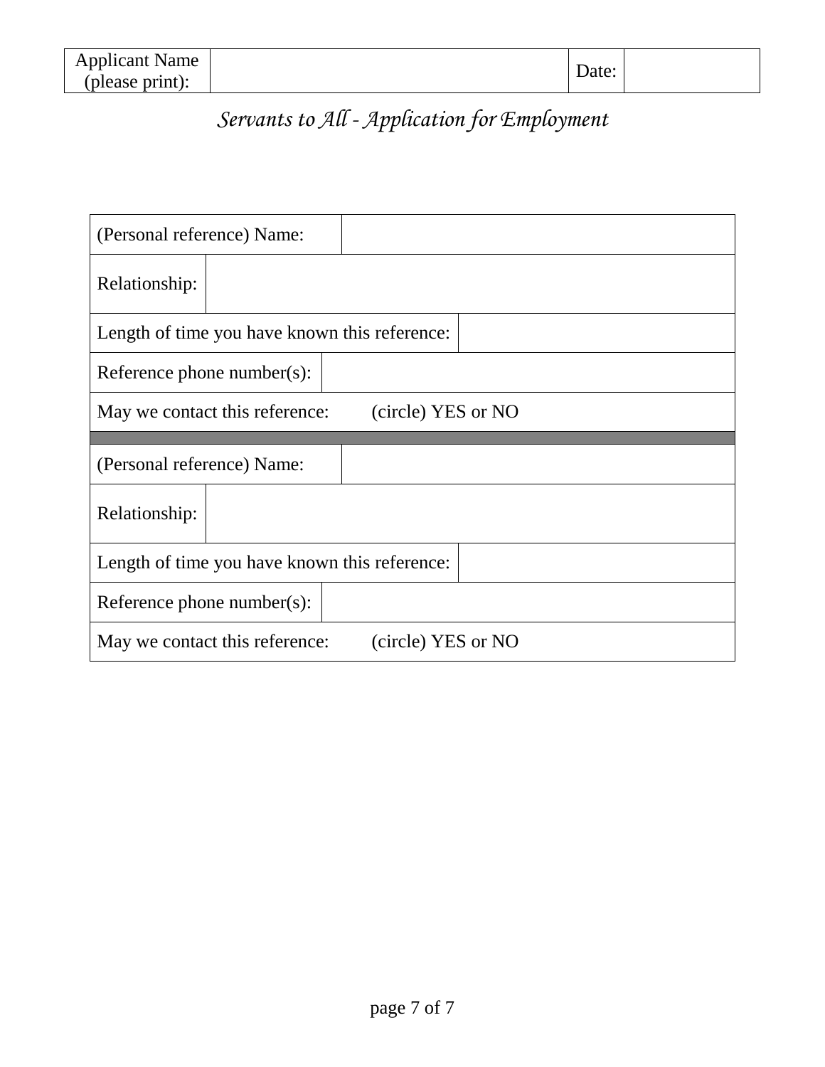| Applicant Name (please print): | | Date: | |
|---|---|---|---|

*Servants to All - Application for Employment*

| | |
|---|---|
| (Personal reference) Name: | |
| Relationship: | |
| Length of time you have known this reference: | |
| Reference phone number(s): | |
| May we contact this reference: (circle) YES or NO | |

| | |
|---|---|
| (Personal reference) Name: | |
| Relationship: | |
| Length of time you have known this reference: | |
| Reference phone number(s): | |
| May we contact this reference: (circle) YES or NO | |